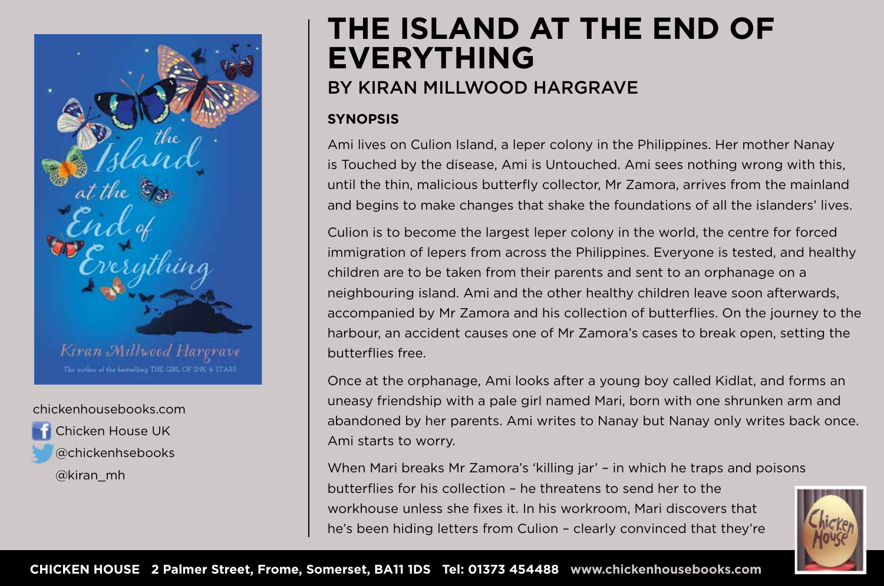# THE ISLAND AT THE END OF EVERYTHING

## BY KIRAN MILLWOOD HARGRAVE

chickenhousebooks.com

Chicken House UK

@chickenhsebooks

@kiran_mh

### SYNOPSIS

Ami lives on Culion Island, a leper colony in the Philippines. Her mother Nanay is Touched by the disease, Ami is Untouched. Ami sees nothing wrong with this, until the thin, malicious butterfly collector, Mr Zamora, arrives from the mainland and begins to make changes that shake the foundations of all the islanders' lives.

Culion is to become the largest leper colony in the world, the centre for forced immigration of lepers from across the Philippines. Everyone is tested, and healthy children are to be taken from their parents and sent to an orphanage on a neighbouring island. Ami and the other healthy children leave soon afterwards, accompanied by Mr Zamora and his collection of butterflies. On the journey to the harbour, an accident causes one of Mr Zamora's cases to break open, setting the butterflies free.

Once at the orphanage, Ami looks after a young boy called Kidlat, and forms an uneasy friendship with a pale girl named Mari, born with one shrunken arm and abandoned by her parents. Ami writes to Nanay but Nanay only writes back once. Ami starts to worry.

When Mari breaks Mr Zamora's 'killing jar' – in which he traps and poisons butterflies for his collection – he threatens to send her to the workhouse unless she fixes it. In his workroom, Mari discovers that he's been hiding letters from Culion – clearly convinced that they're

**CHICKEN HOUSE** 2 Palmer Street, Frome, Somerset, BA11 1DS Tel: 01373 454488 www.chickenhousebooks.com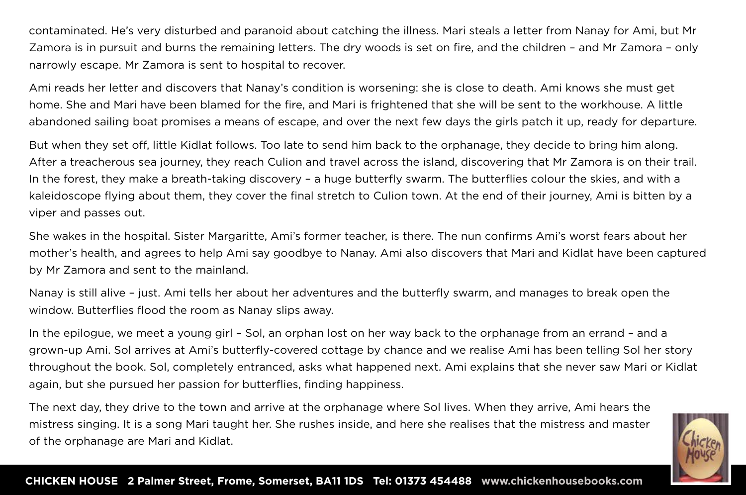contaminated. He's very disturbed and paranoid about catching the illness. Mari steals a letter from Nanay for Ami, but Mr Zamora is in pursuit and burns the remaining letters. The dry woods is set on fire, and the children – and Mr Zamora – only narrowly escape. Mr Zamora is sent to hospital to recover.

Ami reads her letter and discovers that Nanay's condition is worsening: she is close to death. Ami knows she must get home. She and Mari have been blamed for the fire, and Mari is frightened that she will be sent to the workhouse. A little abandoned sailing boat promises a means of escape, and over the next few days the girls patch it up, ready for departure.

But when they set off, little Kidlat follows. Too late to send him back to the orphanage, they decide to bring him along. After a treacherous sea journey, they reach Culion and travel across the island, discovering that Mr Zamora is on their trail. In the forest, they make a breath-taking discovery – a huge butterfly swarm. The butterflies colour the skies, and with a kaleidoscope flying about them, they cover the final stretch to Culion town. At the end of their journey, Ami is bitten by a viper and passes out.

She wakes in the hospital. Sister Margaritte, Ami's former teacher, is there. The nun confirms Ami's worst fears about her mother's health, and agrees to help Ami say goodbye to Nanay. Ami also discovers that Mari and Kidlat have been captured by Mr Zamora and sent to the mainland.

Nanay is still alive – just. Ami tells her about her adventures and the butterfly swarm, and manages to break open the window. Butterflies flood the room as Nanay slips away.

In the epilogue, we meet a young girl – Sol, an orphan lost on her way back to the orphanage from an errand – and a grown-up Ami. Sol arrives at Ami's butterfly-covered cottage by chance and we realise Ami has been telling Sol her story throughout the book. Sol, completely entranced, asks what happened next. Ami explains that she never saw Mari or Kidlat again, but she pursued her passion for butterflies, finding happiness.

The next day, they drive to the town and arrive at the orphanage where Sol lives. When they arrive, Ami hears the mistress singing. It is a song Mari taught her. She rushes inside, and here she realises that the mistress and master of the orphanage are Mari and Kidlat.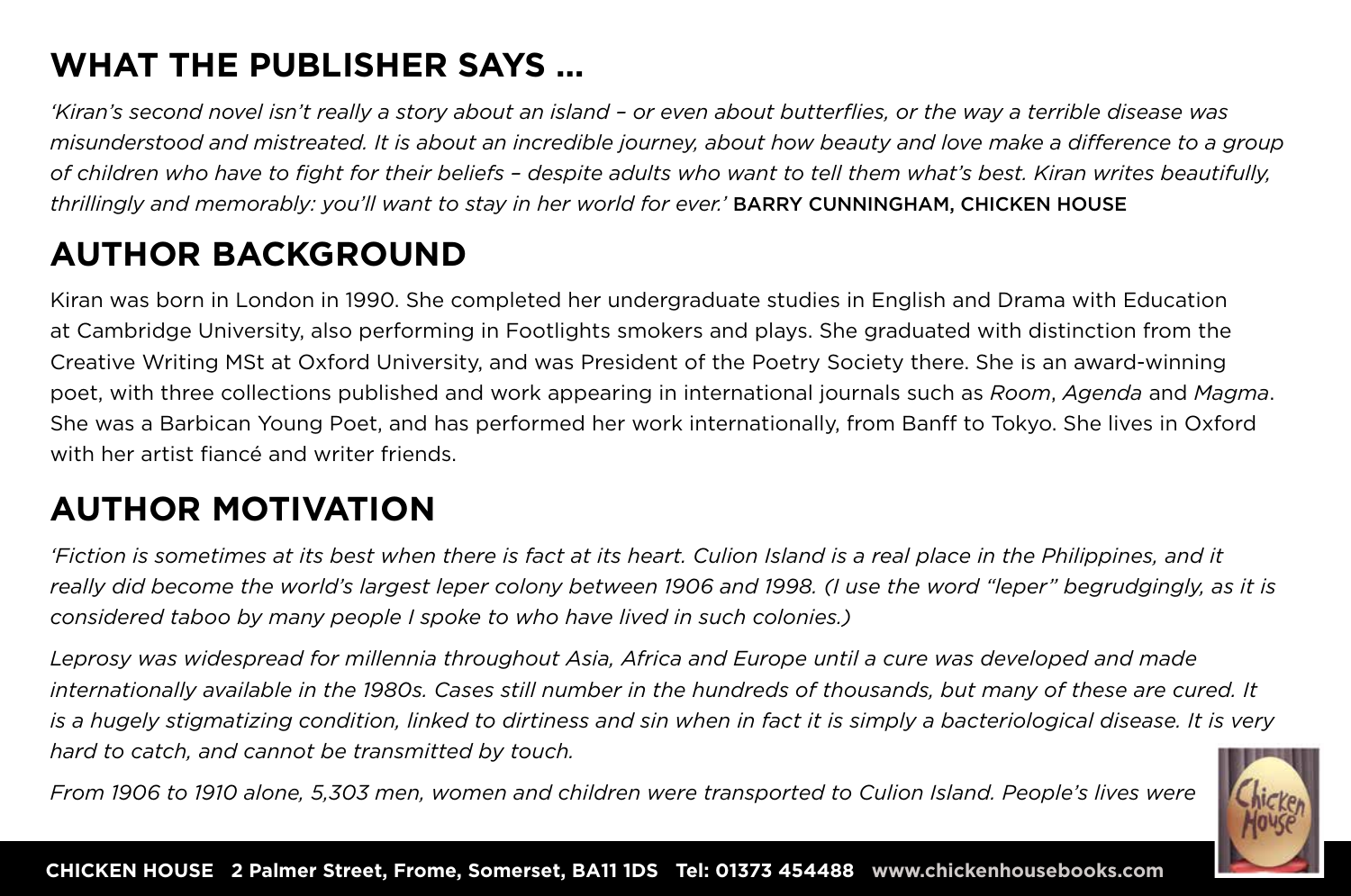## WHAT THE PUBLISHER SAYS ...

*'Kiran's second novel isn't really a story about an island – or even about butterflies, or the way a terrible disease was misunderstood and mistreated. It is about an incredible journey, about how beauty and love make a difference to a group of children who have to fight for their beliefs – despite adults who want to tell them what's best. Kiran writes beautifully, thrillingly and memorably: you'll want to stay in her world for ever.'* BARRY CUNNINGHAM, CHICKEN HOUSE

## AUTHOR BACKGROUND

Kiran was born in London in 1990. She completed her undergraduate studies in English and Drama with Education at Cambridge University, also performing in Footlights smokers and plays. She graduated with distinction from the Creative Writing MSt at Oxford University, and was President of the Poetry Society there. She is an award-winning poet, with three collections published and work appearing in international journals such as *Room*, *Agenda* and *Magma*. She was a Barbican Young Poet, and has performed her work internationally, from Banff to Tokyo. She lives in Oxford with her artist fiancé and writer friends.

## AUTHOR MOTIVATION

*'Fiction is sometimes at its best when there is fact at its heart. Culion Island is a real place in the Philippines, and it really did become the world's largest leper colony between 1906 and 1998. (I use the word "leper" begrudgingly, as it is considered taboo by many people I spoke to who have lived in such colonies.)*

*Leprosy was widespread for millennia throughout Asia, Africa and Europe until a cure was developed and made internationally available in the 1980s. Cases still number in the hundreds of thousands, but many of these are cured. It is a hugely stigmatizing condition, linked to dirtiness and sin when in fact it is simply a bacteriological disease. It is very hard to catch, and cannot be transmitted by touch.*

*From 1906 to 1910 alone, 5,303 men, women and children were transported to Culion Island. People's lives were*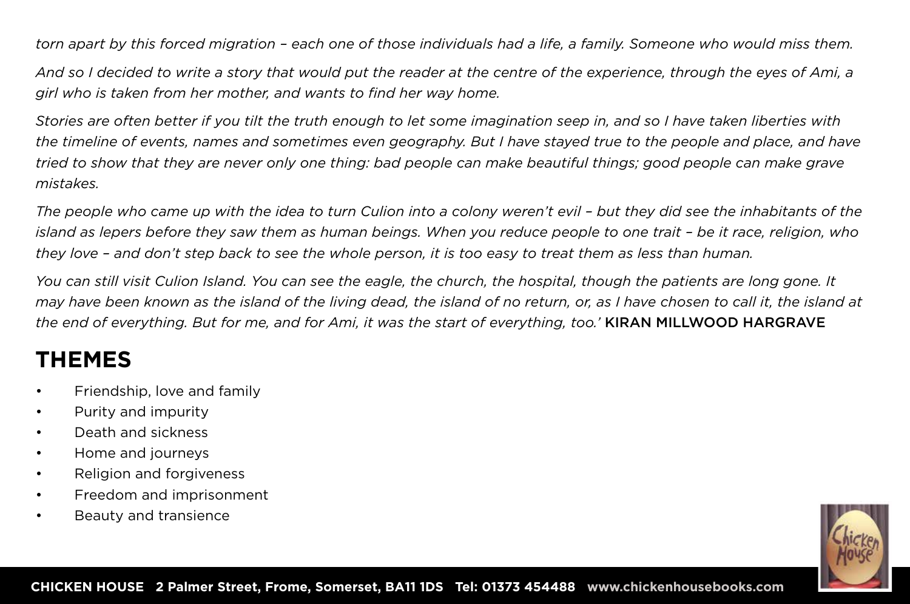*torn apart by this forced migration – each one of those individuals had a life, a family. Someone who would miss them.*

*And so I decided to write a story that would put the reader at the centre of the experience, through the eyes of Ami, a girl who is taken from her mother, and wants to find her way home.*

*Stories are often better if you tilt the truth enough to let some imagination seep in, and so I have taken liberties with the timeline of events, names and sometimes even geography. But I have stayed true to the people and place, and have tried to show that they are never only one thing: bad people can make beautiful things; good people can make grave mistakes.*

*The people who came up with the idea to turn Culion into a colony weren't evil – but they did see the inhabitants of the island as lepers before they saw them as human beings. When you reduce people to one trait – be it race, religion, who they love – and don't step back to see the whole person, it is too easy to treat them as less than human.*

*You can still visit Culion Island. You can see the eagle, the church, the hospital, though the patients are long gone. It may have been known as the island of the living dead, the island of no return, or, as I have chosen to call it, the island at the end of everything. But for me, and for Ami, it was the start of everything, too.'* KIRAN MILLWOOD HARGRAVE

## THEMES

- Friendship, love and family
- Purity and impurity
- Death and sickness
- Home and journeys
- Religion and forgiveness
- Freedom and imprisonment
- Beauty and transience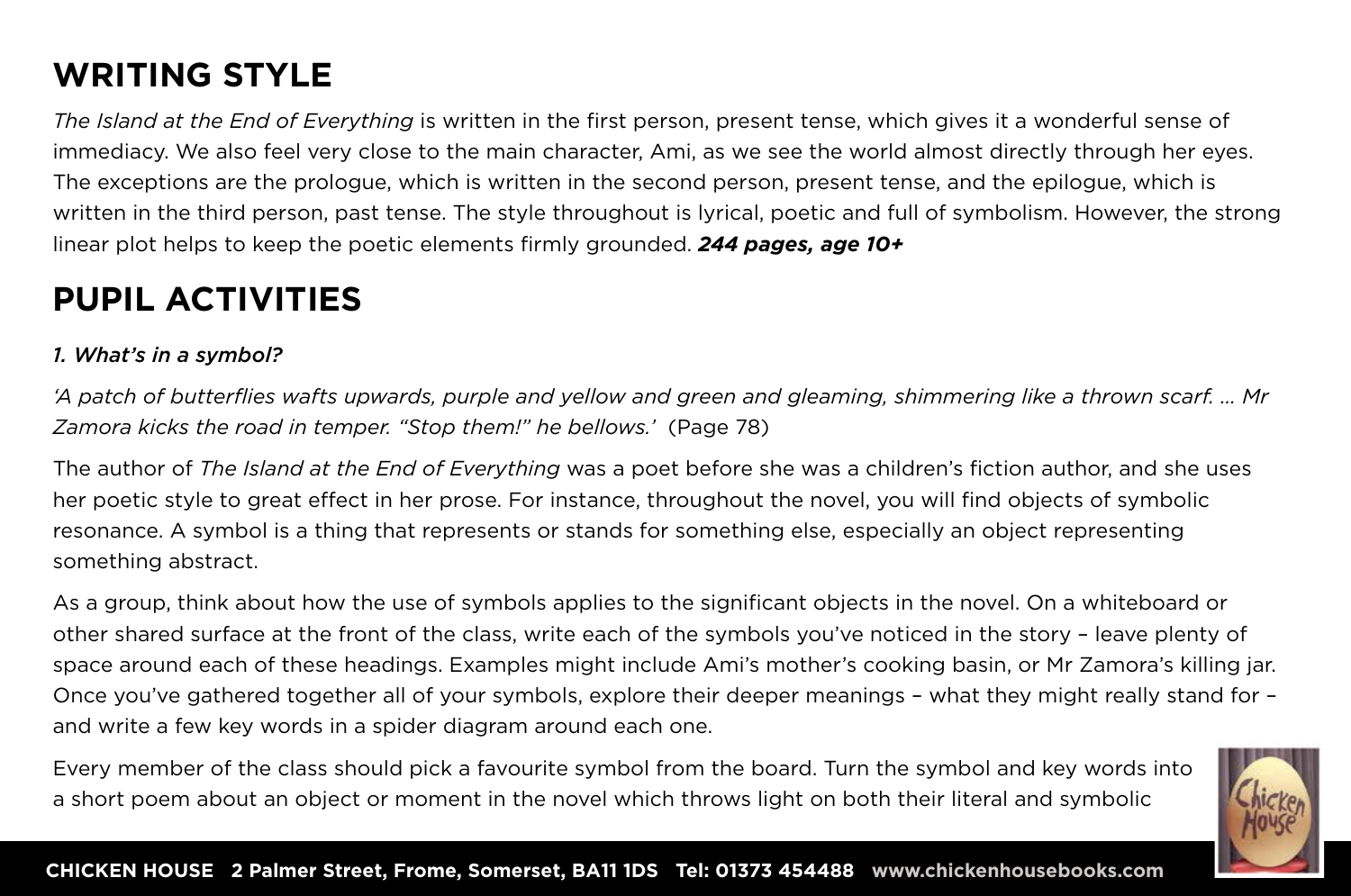## WRITING STYLE

*The Island at the End of Everything* is written in the first person, present tense, which gives it a wonderful sense of immediacy. We also feel very close to the main character, Ami, as we see the world almost directly through her eyes. The exceptions are the prologue, which is written in the second person, present tense, and the epilogue, which is written in the third person, past tense. The style throughout is lyrical, poetic and full of symbolism. However, the strong linear plot helps to keep the poetic elements firmly grounded. ***244 pages, age 10+***

## PUPIL ACTIVITIES

### *1. What's in a symbol?*

*'A patch of butterflies wafts upwards, purple and yellow and green and gleaming, shimmering like a thrown scarf. ... Mr Zamora kicks the road in temper. "Stop them!" he bellows.'* (Page 78)

The author of *The Island at the End of Everything* was a poet before she was a children's fiction author, and she uses her poetic style to great effect in her prose. For instance, throughout the novel, you will find objects of symbolic resonance. A symbol is a thing that represents or stands for something else, especially an object representing something abstract.

As a group, think about how the use of symbols applies to the significant objects in the novel. On a whiteboard or other shared surface at the front of the class, write each of the symbols you've noticed in the story – leave plenty of space around each of these headings. Examples might include Ami's mother's cooking basin, or Mr Zamora's killing jar. Once you've gathered together all of your symbols, explore their deeper meanings – what they might really stand for – and write a few key words in a spider diagram around each one.

Every member of the class should pick a favourite symbol from the board. Turn the symbol and key words into a short poem about an object or moment in the novel which throws light on both their literal and symbolic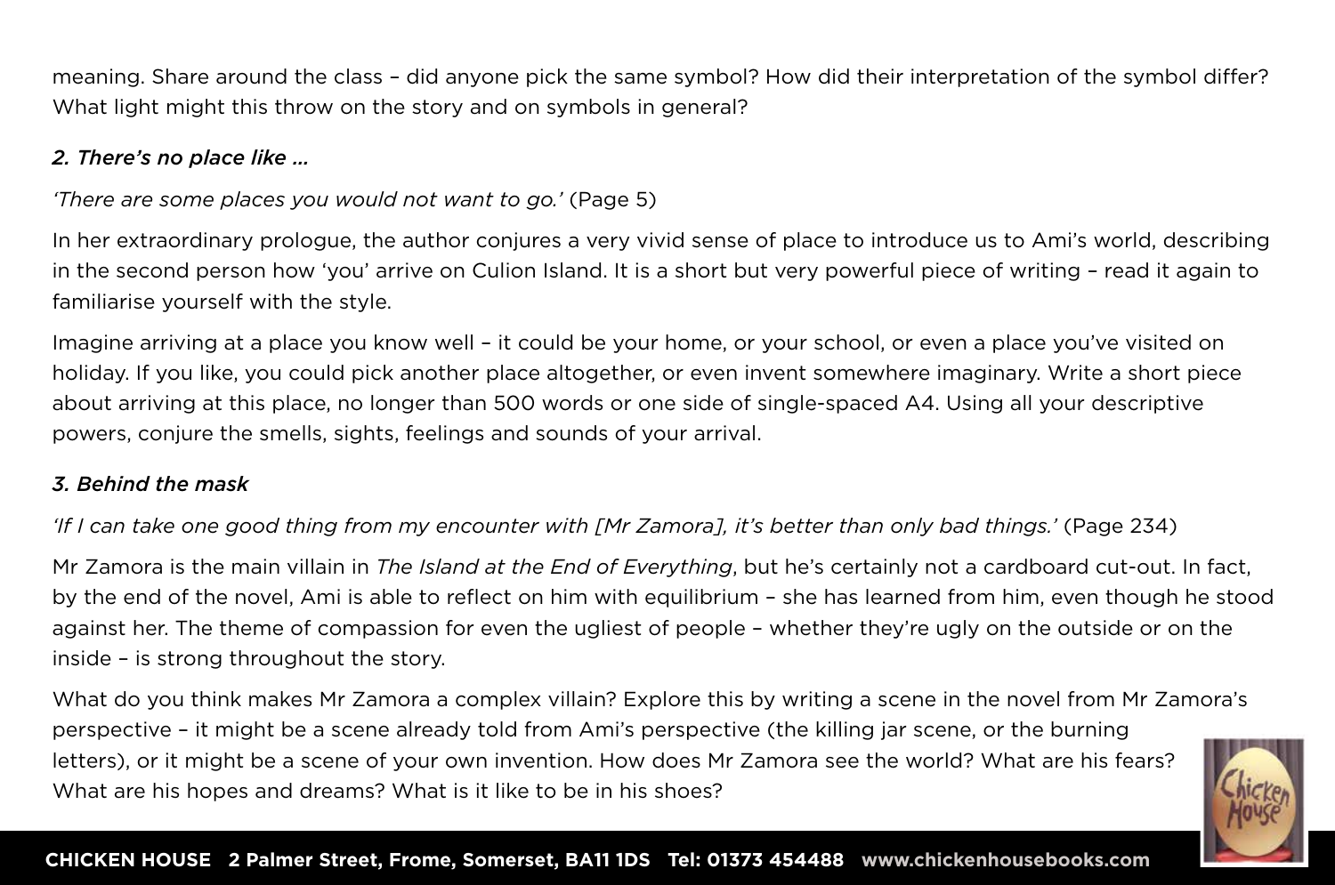meaning. Share around the class – did anyone pick the same symbol? How did their interpretation of the symbol differ? What light might this throw on the story and on symbols in general?

### *2. There's no place like …*

*'There are some places you would not want to go.'* (Page 5)

In her extraordinary prologue, the author conjures a very vivid sense of place to introduce us to Ami's world, describing in the second person how 'you' arrive on Culion Island. It is a short but very powerful piece of writing – read it again to familiarise yourself with the style.

Imagine arriving at a place you know well – it could be your home, or your school, or even a place you've visited on holiday. If you like, you could pick another place altogether, or even invent somewhere imaginary. Write a short piece about arriving at this place, no longer than 500 words or one side of single-spaced A4. Using all your descriptive powers, conjure the smells, sights, feelings and sounds of your arrival.

### *3. Behind the mask*

*'If I can take one good thing from my encounter with [Mr Zamora], it's better than only bad things.'* (Page 234)

Mr Zamora is the main villain in *The Island at the End of Everything*, but he's certainly not a cardboard cut-out. In fact, by the end of the novel, Ami is able to reflect on him with equilibrium – she has learned from him, even though he stood against her. The theme of compassion for even the ugliest of people – whether they're ugly on the outside or on the inside – is strong throughout the story.

What do you think makes Mr Zamora a complex villain? Explore this by writing a scene in the novel from Mr Zamora's perspective – it might be a scene already told from Ami's perspective (the killing jar scene, or the burning letters), or it might be a scene of your own invention. How does Mr Zamora see the world? What are his fears? What are his hopes and dreams? What is it like to be in his shoes?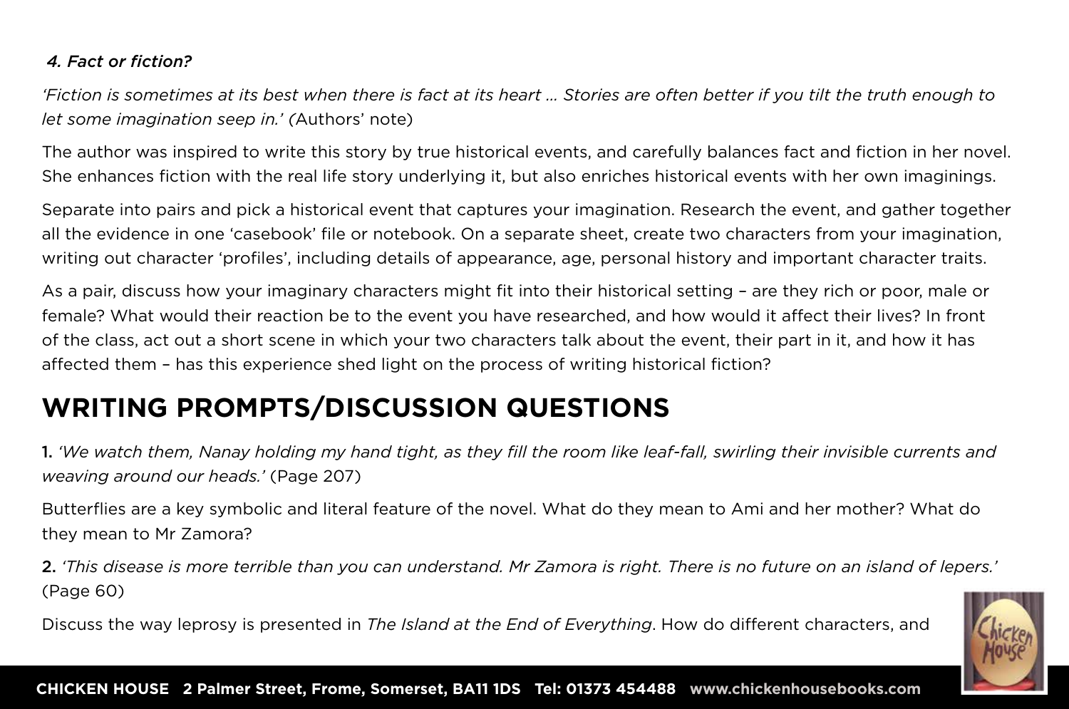*4. Fact or fiction?*

*'Fiction is sometimes at its best when there is fact at its heart … Stories are often better if you tilt the truth enough to let some imagination seep in.' (*Authors' note)

The author was inspired to write this story by true historical events, and carefully balances fact and fiction in her novel. She enhances fiction with the real life story underlying it, but also enriches historical events with her own imaginings.

Separate into pairs and pick a historical event that captures your imagination. Research the event, and gather together all the evidence in one 'casebook' file or notebook. On a separate sheet, create two characters from your imagination, writing out character 'profiles', including details of appearance, age, personal history and important character traits.

As a pair, discuss how your imaginary characters might fit into their historical setting – are they rich or poor, male or female? What would their reaction be to the event you have researched, and how would it affect their lives? In front of the class, act out a short scene in which your two characters talk about the event, their part in it, and how it has affected them – has this experience shed light on the process of writing historical fiction?

## WRITING PROMPTS/DISCUSSION QUESTIONS

**1.** *'We watch them, Nanay holding my hand tight, as they fill the room like leaf-fall, swirling their invisible currents and weaving around our heads.'* (Page 207)

Butterflies are a key symbolic and literal feature of the novel. What do they mean to Ami and her mother? What do they mean to Mr Zamora?

**2.** *'This disease is more terrible than you can understand. Mr Zamora is right. There is no future on an island of lepers.'* (Page 60)

Discuss the way leprosy is presented in *The Island at the End of Everything*. How do different characters, and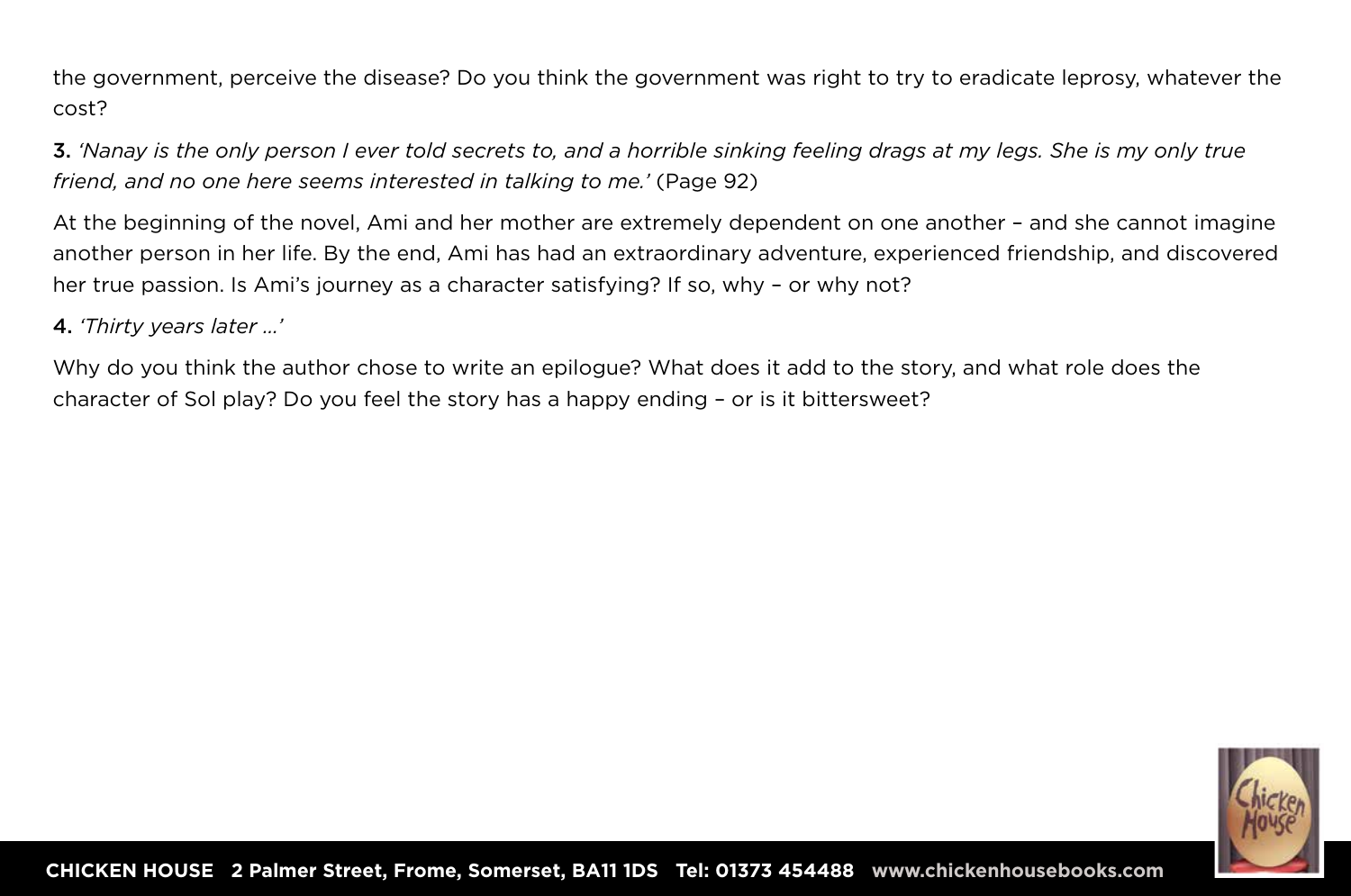the government, perceive the disease? Do you think the government was right to try to eradicate leprosy, whatever the cost?

**3.** *'Nanay is the only person I ever told secrets to, and a horrible sinking feeling drags at my legs. She is my only true friend, and no one here seems interested in talking to me.'* (Page 92)

At the beginning of the novel, Ami and her mother are extremely dependent on one another – and she cannot imagine another person in her life. By the end, Ami has had an extraordinary adventure, experienced friendship, and discovered her true passion. Is Ami's journey as a character satisfying? If so, why – or why not?

**4.** *'Thirty years later ...'*

Why do you think the author chose to write an epilogue? What does it add to the story, and what role does the character of Sol play? Do you feel the story has a happy ending – or is it bittersweet?